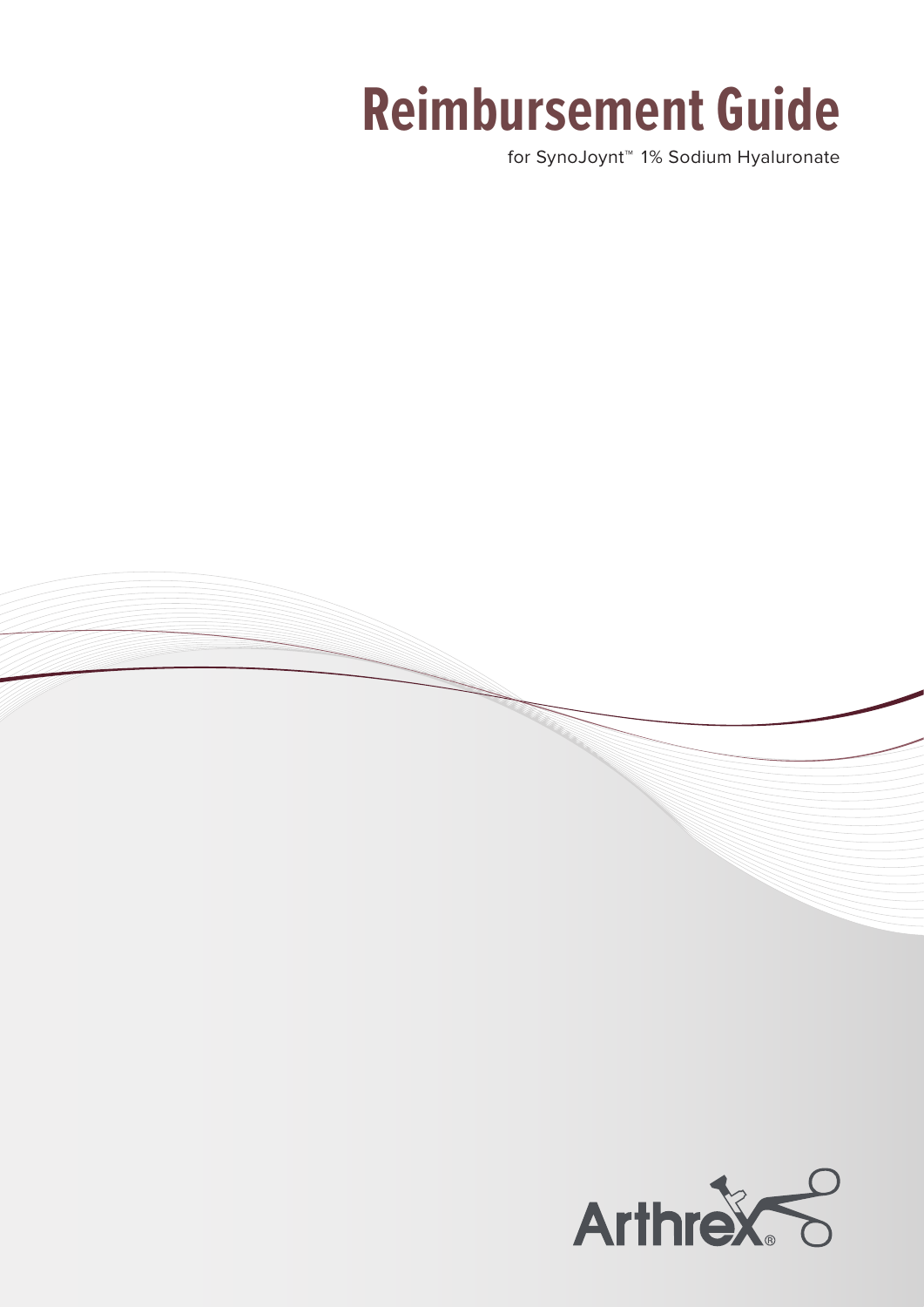# Reimbursement Guide

for SynoJoynt™ 1% Sodium Hyaluronate

Arthrex®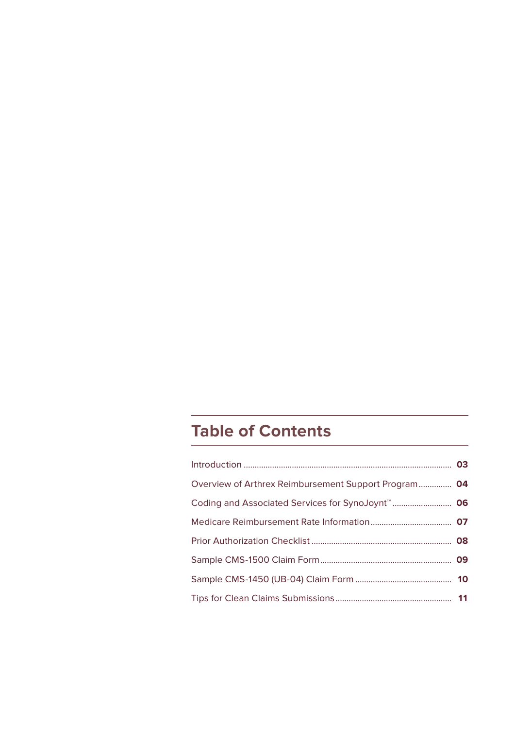# Table of Contents

| | |
|---|---|
| Introduction | 03 |
| Overview of Arthrex Reimbursement Support Program | 04 |
| Coding and Associated Services for SynoJoynt™ | 06 |
| Medicare Reimbursement Rate Information | 07 |
| Prior Authorization Checklist | 08 |
| Sample CMS-1500 Claim Form | 09 |
| Sample CMS-1450 (UB-04) Claim Form | 10 |
| Tips for Clean Claims Submissions | 11 |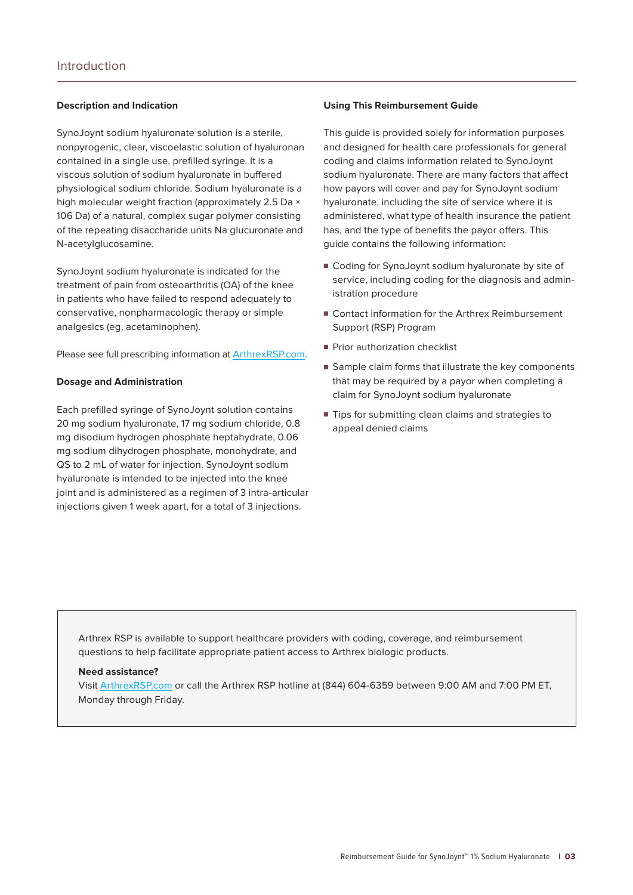# Introduction

## Description and Indication

SynoJoynt sodium hyaluronate solution is a sterile, nonpyrogenic, clear, viscoelastic solution of hyaluronan contained in a single use, prefilled syringe. It is a viscous solution of sodium hyaluronate in buffered physiological sodium chloride. Sodium hyaluronate is a high molecular weight fraction (approximately 2.5 Da × 106 Da) of a natural, complex sugar polymer consisting of the repeating disaccharide units Na glucuronate and N-acetylglucosamine.

SynoJoynt sodium hyaluronate is indicated for the treatment of pain from osteoarthritis (OA) of the knee in patients who have failed to respond adequately to conservative, nonpharmacologic therapy or simple analgesics (eg, acetaminophen).

Please see full prescribing information at ArthrexRSP.com.

## Dosage and Administration

Each prefilled syringe of SynoJoynt solution contains 20 mg sodium hyaluronate, 17 mg sodium chloride, 0.8 mg disodium hydrogen phosphate heptahydrate, 0.06 mg sodium dihydrogen phosphate, monohydrate, and QS to 2 mL of water for injection. SynoJoynt sodium hyaluronate is intended to be injected into the knee joint and is administered as a regimen of 3 intra-articular injections given 1 week apart, for a total of 3 injections.

## Using This Reimbursement Guide

This guide is provided solely for information purposes and designed for health care professionals for general coding and claims information related to SynoJoynt sodium hyaluronate. There are many factors that affect how payors will cover and pay for SynoJoynt sodium hyaluronate, including the site of service where it is administered, what type of health insurance the patient has, and the type of benefits the payor offers. This guide contains the following information:

- Coding for SynoJoynt sodium hyaluronate by site of service, including coding for the diagnosis and administration procedure
- Contact information for the Arthrex Reimbursement Support (RSP) Program
- Prior authorization checklist
- Sample claim forms that illustrate the key components that may be required by a payor when completing a claim for SynoJoynt sodium hyaluronate
- Tips for submitting clean claims and strategies to appeal denied claims

Arthrex RSP is available to support healthcare providers with coding, coverage, and reimbursement questions to help facilitate appropriate patient access to Arthrex biologic products.

**Need assistance?**
Visit ArthrexRSP.com or call the Arthrex RSP hotline at (844) 604-6359 between 9:00 AM and 7:00 PM ET, Monday through Friday.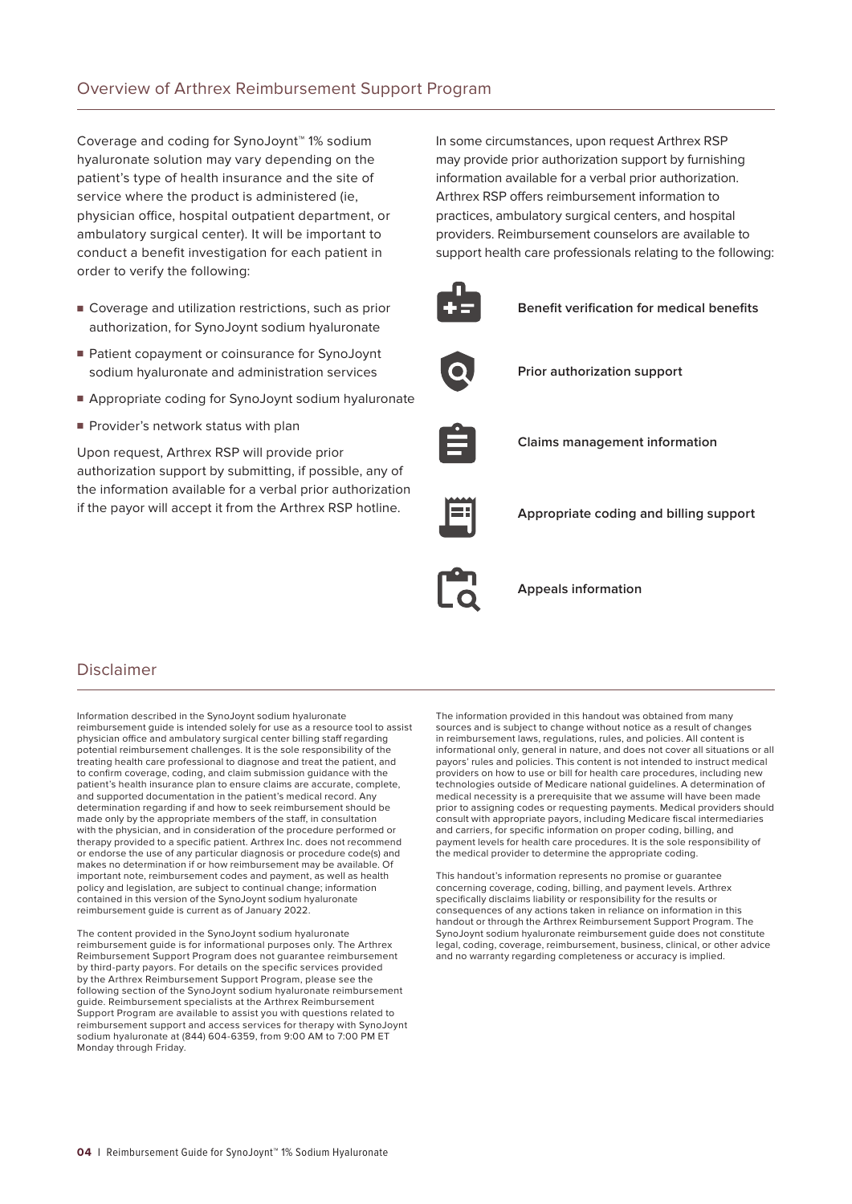## Overview of Arthrex Reimbursement Support Program

Coverage and coding for SynoJoynt™ 1% sodium hyaluronate solution may vary depending on the patient's type of health insurance and the site of service where the product is administered (ie, physician office, hospital outpatient department, or ambulatory surgical center). It will be important to conduct a benefit investigation for each patient in order to verify the following:

- Coverage and utilization restrictions, such as prior authorization, for SynoJoynt sodium hyaluronate
- Patient copayment or coinsurance for SynoJoynt sodium hyaluronate and administration services
- Appropriate coding for SynoJoynt sodium hyaluronate
- Provider's network status with plan

Upon request, Arthrex RSP will provide prior authorization support by submitting, if possible, any of the information available for a verbal prior authorization if the payor will accept it from the Arthrex RSP hotline.

In some circumstances, upon request Arthrex RSP may provide prior authorization support by furnishing information available for a verbal prior authorization. Arthrex RSP offers reimbursement information to practices, ambulatory surgical centers, and hospital providers. Reimbursement counselors are available to support health care professionals relating to the following:

**Benefit verification for medical benefits**

**Prior authorization support**

**Claims management information**

**Appropriate coding and billing support**

**Appeals information**

## Disclaimer

Information described in the SynoJoynt sodium hyaluronate reimbursement guide is intended solely for use as a resource tool to assist physician office and ambulatory surgical center billing staff regarding potential reimbursement challenges. It is the sole responsibility of the treating health care professional to diagnose and treat the patient, and to confirm coverage, coding, and claim submission guidance with the patient's health insurance plan to ensure claims are accurate, complete, and supported documentation in the patient's medical record. Any determination regarding if and how to seek reimbursement should be made only by the appropriate members of the staff, in consultation with the physician, and in consideration of the procedure performed or therapy provided to a specific patient. Arthrex Inc. does not recommend or endorse the use of any particular diagnosis or procedure code(s) and makes no determination if or how reimbursement may be available. Of important note, reimbursement codes and payment, as well as health policy and legislation, are subject to continual change; information contained in this version of the SynoJoynt sodium hyaluronate reimbursement guide is current as of January 2022.

The content provided in the SynoJoynt sodium hyaluronate reimbursement guide is for informational purposes only. The Arthrex Reimbursement Support Program does not guarantee reimbursement by third-party payors. For details on the specific services provided by the Arthrex Reimbursement Support Program, please see the following section of the SynoJoynt sodium hyaluronate reimbursement guide. Reimbursement specialists at the Arthrex Reimbursement Support Program are available to assist you with questions related to reimbursement support and access services for therapy with SynoJoynt sodium hyaluronate at (844) 604-6359, from 9:00 AM to 7:00 PM ET Monday through Friday.

The information provided in this handout was obtained from many sources and is subject to change without notice as a result of changes in reimbursement laws, regulations, rules, and policies. All content is informational only, general in nature, and does not cover all situations or all payors' rules and policies. This content is not intended to instruct medical providers on how to use or bill for health care procedures, including new technologies outside of Medicare national guidelines. A determination of medical necessity is a prerequisite that we assume will have been made prior to assigning codes or requesting payments. Medical providers should consult with appropriate payors, including Medicare fiscal intermediaries and carriers, for specific information on proper coding, billing, and payment levels for health care procedures. It is the sole responsibility of the medical provider to determine the appropriate coding.

This handout's information represents no promise or guarantee concerning coverage, coding, billing, and payment levels. Arthrex specifically disclaims liability or responsibility for the results or consequences of any actions taken in reliance on information in this handout or through the Arthrex Reimbursement Support Program. The SynoJoynt sodium hyaluronate reimbursement guide does not constitute legal, coding, coverage, reimbursement, business, clinical, or other advice and no warranty regarding completeness or accuracy is implied.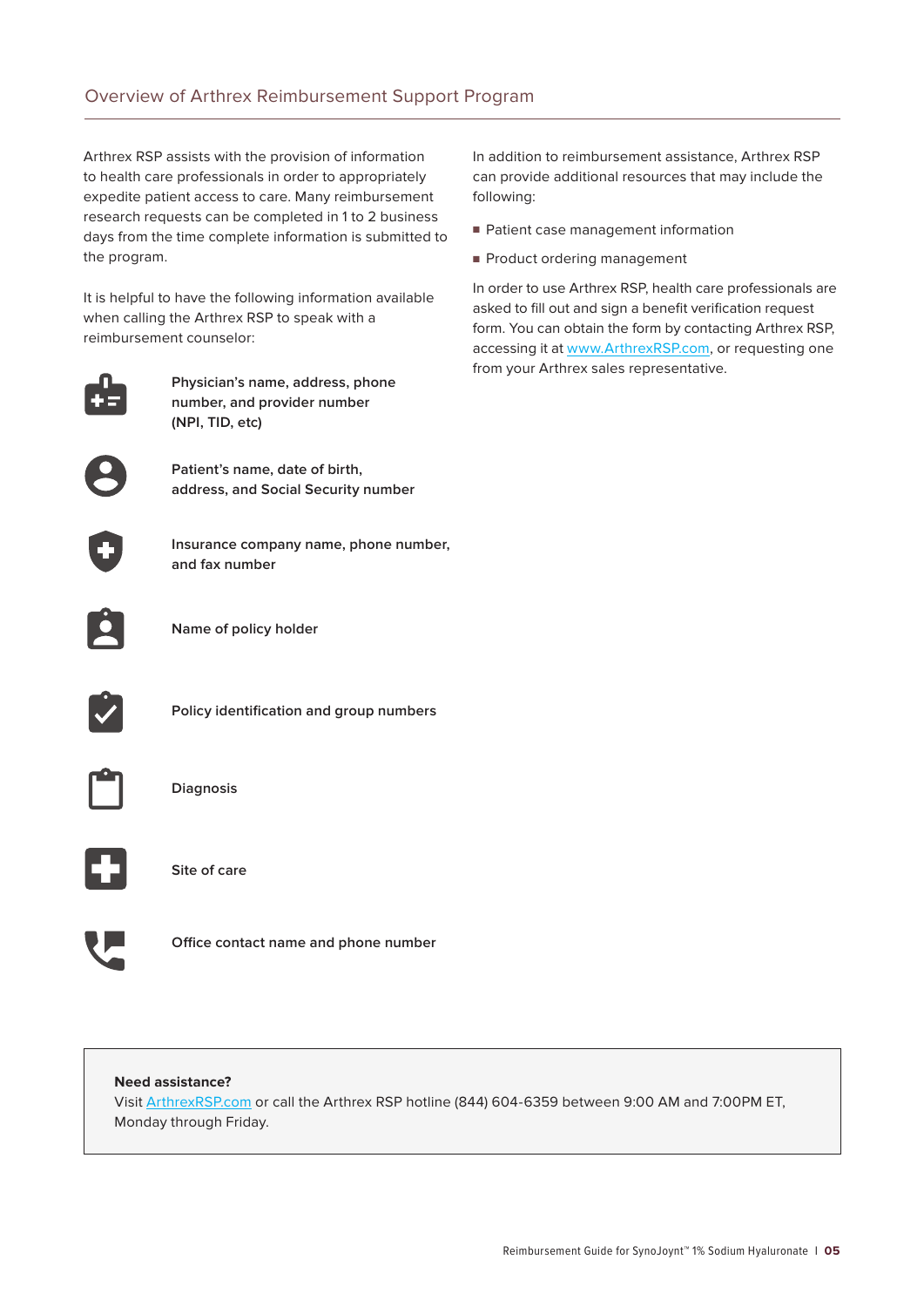## Overview of Arthrex Reimbursement Support Program

Arthrex RSP assists with the provision of information to health care professionals in order to appropriately expedite patient access to care. Many reimbursement research requests can be completed in 1 to 2 business days from the time complete information is submitted to the program.

It is helpful to have the following information available when calling the Arthrex RSP to speak with a reimbursement counselor:

- **Physician's name, address, phone number, and provider number (NPI, TID, etc)**
- **Patient's name, date of birth, address, and Social Security number**
- **Insurance company name, phone number, and fax number**
- **Name of policy holder**
- **Policy identification and group numbers**
- **Diagnosis**
- **Site of care**
- **Office contact name and phone number**

In addition to reimbursement assistance, Arthrex RSP can provide additional resources that may include the following:

- Patient case management information
- Product ordering management

In order to use Arthrex RSP, health care professionals are asked to fill out and sign a benefit verification request form. You can obtain the form by contacting Arthrex RSP, accessing it at www.ArthrexRSP.com, or requesting one from your Arthrex sales representative.

**Need assistance?**
Visit ArthrexRSP.com or call the Arthrex RSP hotline (844) 604-6359 between 9:00 AM and 7:00PM ET, Monday through Friday.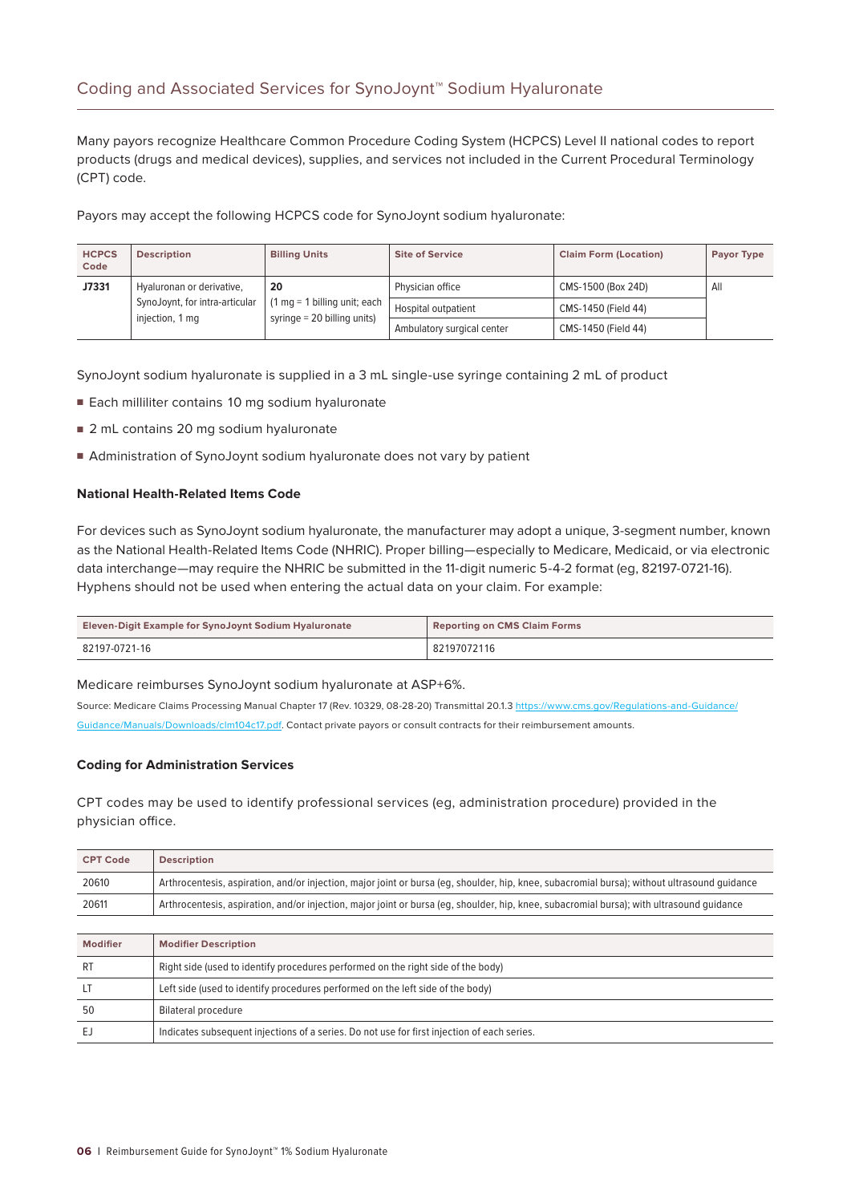## Coding and Associated Services for SynoJoynt™ Sodium Hyaluronate

Many payors recognize Healthcare Common Procedure Coding System (HCPCS) Level II national codes to report products (drugs and medical devices), supplies, and services not included in the Current Procedural Terminology (CPT) code.

Payors may accept the following HCPCS code for SynoJoynt sodium hyaluronate:

| HCPCS Code | Description | Billing Units | Site of Service | Claim Form (Location) | Payor Type |
|---|---|---|---|---|---|
| **J7331** | Hyaluronan or derivative, SynoJoynt, for intra-articular injection, 1 mg | **20** (1 mg = 1 billing unit; each syringe = 20 billing units) | Physician office | CMS-1500 (Box 24D) | All |
| | | | Hospital outpatient | CMS-1450 (Field 44) | |
| | | | Ambulatory surgical center | CMS-1450 (Field 44) | |

SynoJoynt sodium hyaluronate is supplied in a 3 mL single-use syringe containing 2 mL of product

- Each milliliter contains 10 mg sodium hyaluronate
- 2 mL contains 20 mg sodium hyaluronate
- Administration of SynoJoynt sodium hyaluronate does not vary by patient

### National Health-Related Items Code

For devices such as SynoJoynt sodium hyaluronate, the manufacturer may adopt a unique, 3-segment number, known as the National Health-Related Items Code (NHRIC). Proper billing—especially to Medicare, Medicaid, or via electronic data interchange—may require the NHRIC be submitted in the 11-digit numeric 5-4-2 format (eg, 82197-0721-16). Hyphens should not be used when entering the actual data on your claim. For example:

| Eleven-Digit Example for SynoJoynt Sodium Hyaluronate | Reporting on CMS Claim Forms |
|---|---|
| 82197-0721-16 | 82197072116 |

Medicare reimburses SynoJoynt sodium hyaluronate at ASP+6%.

Source: Medicare Claims Processing Manual Chapter 17 (Rev. 10329, 08-28-20) Transmittal 20.1.3 https://www.cms.gov/Regulations-and-Guidance/Guidance/Manuals/Downloads/clm104c17.pdf. Contact private payors or consult contracts for their reimbursement amounts.

### Coding for Administration Services

CPT codes may be used to identify professional services (eg, administration procedure) provided in the physician office.

| CPT Code | Description |
|---|---|
| 20610 | Arthrocentesis, aspiration, and/or injection, major joint or bursa (eg, shoulder, hip, knee, subacromial bursa); without ultrasound guidance |
| 20611 | Arthrocentesis, aspiration, and/or injection, major joint or bursa (eg, shoulder, hip, knee, subacromial bursa); with ultrasound guidance |

| Modifier | Modifier Description |
|---|---|
| RT | Right side (used to identify procedures performed on the right side of the body) |
| LT | Left side (used to identify procedures performed on the left side of the body) |
| 50 | Bilateral procedure |
| EJ | Indicates subsequent injections of a series. Do not use for first injection of each series. |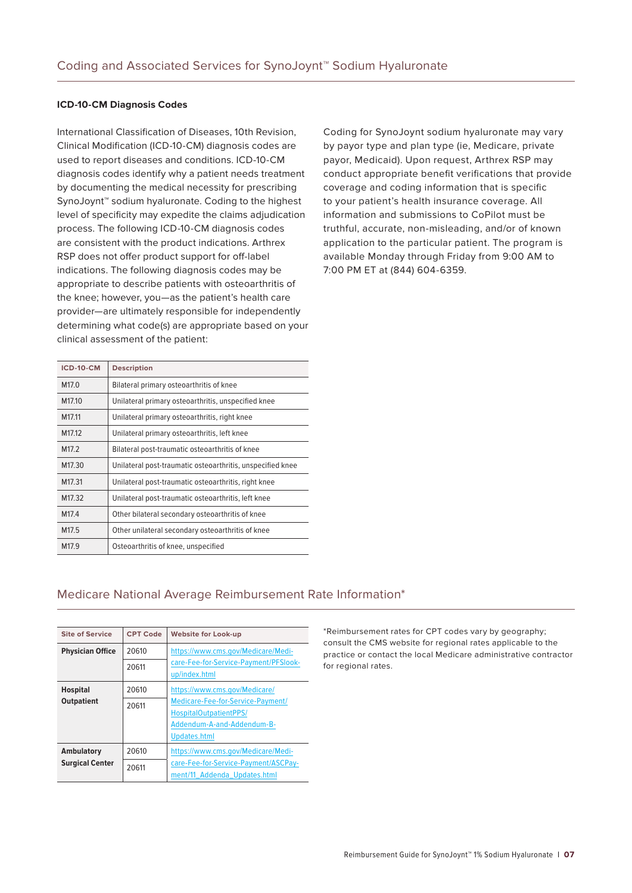## Coding and Associated Services for SynoJoynt™ Sodium Hyaluronate

### ICD-10-CM Diagnosis Codes

International Classification of Diseases, 10th Revision, Clinical Modification (ICD-10-CM) diagnosis codes are used to report diseases and conditions. ICD-10-CM diagnosis codes identify why a patient needs treatment by documenting the medical necessity for prescribing SynoJoynt™ sodium hyaluronate. Coding to the highest level of specificity may expedite the claims adjudication process. The following ICD-10-CM diagnosis codes are consistent with the product indications. Arthrex RSP does not offer product support for off-label indications. The following diagnosis codes may be appropriate to describe patients with osteoarthritis of the knee; however, you—as the patient's health care provider—are ultimately responsible for independently determining what code(s) are appropriate based on your clinical assessment of the patient:

| ICD-10-CM | Description |
|---|---|
| M17.0 | Bilateral primary osteoarthritis of knee |
| M17.10 | Unilateral primary osteoarthritis, unspecified knee |
| M17.11 | Unilateral primary osteoarthritis, right knee |
| M17.12 | Unilateral primary osteoarthritis, left knee |
| M17.2 | Bilateral post-traumatic osteoarthritis of knee |
| M17.30 | Unilateral post-traumatic osteoarthritis, unspecified knee |
| M17.31 | Unilateral post-traumatic osteoarthritis, right knee |
| M17.32 | Unilateral post-traumatic osteoarthritis, left knee |
| M17.4 | Other bilateral secondary osteoarthritis of knee |
| M17.5 | Other unilateral secondary osteoarthritis of knee |
| M17.9 | Osteoarthritis of knee, unspecified |

Coding for SynoJoynt sodium hyaluronate may vary by payor type and plan type (ie, Medicare, private payor, Medicaid). Upon request, Arthrex RSP may conduct appropriate benefit verifications that provide coverage and coding information that is specific to your patient's health insurance coverage. All information and submissions to CoPilot must be truthful, accurate, non-misleading, and/or of known application to the particular patient. The program is available Monday through Friday from 9:00 AM to 7:00 PM ET at (844) 604-6359.

## Medicare National Average Reimbursement Rate Information*

| Site of Service | CPT Code | Website for Look-up |
|---|---|---|
| **Physician Office** | 20610 | https://www.cms.gov/Medicare/Medicare-Fee-for-Service-Payment/PFSlookup/index.html |
| | 20611 | |
| **Hospital Outpatient** | 20610 | https://www.cms.gov/Medicare/Medicare-Fee-for-Service-Payment/HospitalOutpatientPPS/Addendum-A-and-Addendum-B-Updates.html |
| | 20611 | |
| **Ambulatory Surgical Center** | 20610 | https://www.cms.gov/Medicare/Medicare-Fee-for-Service-Payment/ASCPayment/11_Addenda_Updates.html |
| | 20611 | |

*Reimbursement rates for CPT codes vary by geography; consult the CMS website for regional rates applicable to the practice or contact the local Medicare administrative contractor for regional rates.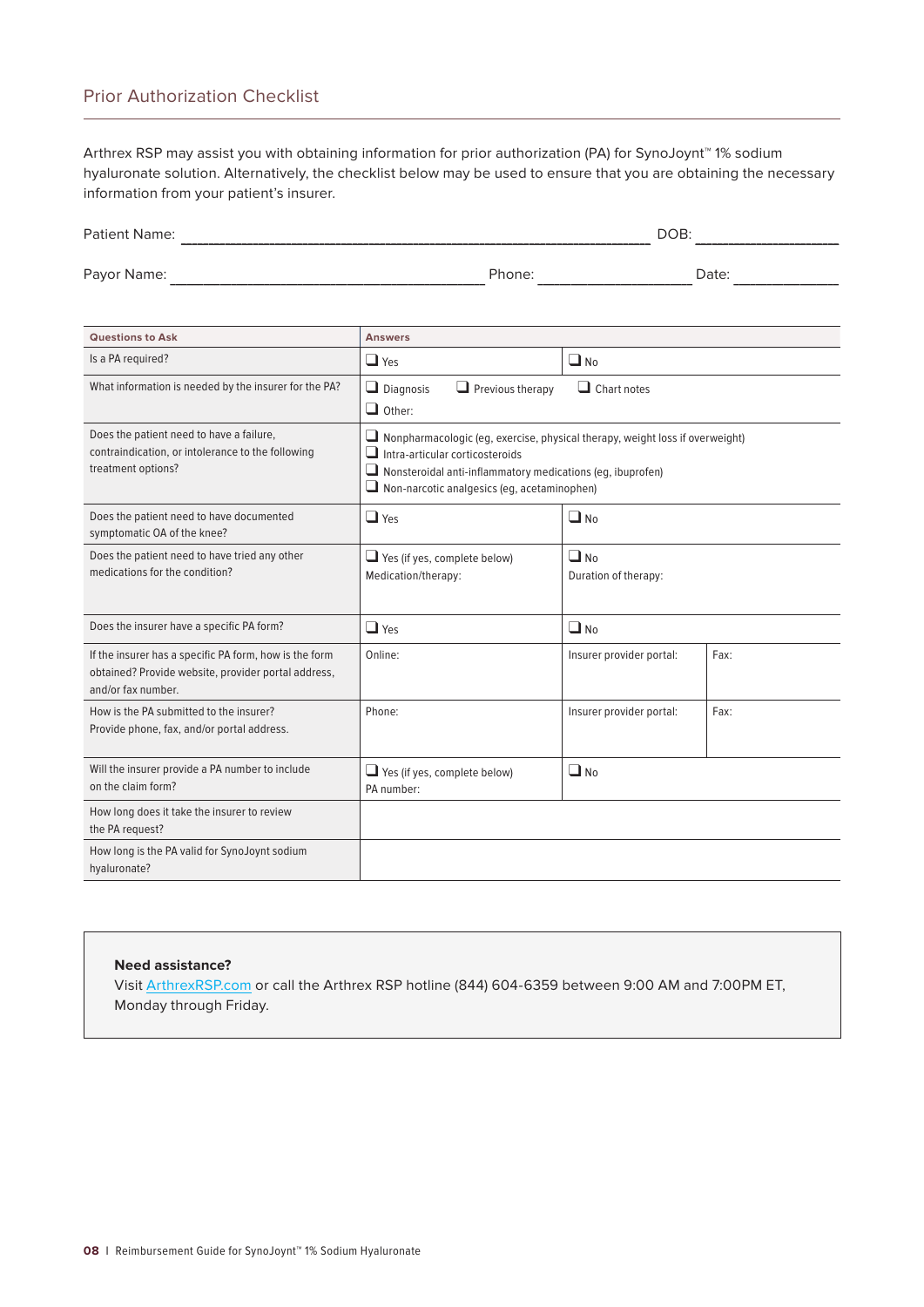## Prior Authorization Checklist

Arthrex RSP may assist you with obtaining information for prior authorization (PA) for SynoJoynt™ 1% sodium hyaluronate solution. Alternatively, the checklist below may be used to ensure that you are obtaining the necessary information from your patient's insurer.

Patient Name: ______________________________ DOB: ______________

Payor Name: ______________________ Phone: ______________ Date: __________

| Questions to Ask | Answers | | |
|---|---|---|---|
| Is a PA required? | ❑ Yes | ❑ No | |
| What information is needed by the insurer for the PA? | ❑ Diagnosis ❑ Previous therapy ❑ Chart notes<br>❑ Other: | | |
| Does the patient need to have a failure, contraindication, or intolerance to the following treatment options? | ❑ Nonpharmacologic (eg, exercise, physical therapy, weight loss if overweight)<br>❑ Intra-articular corticosteroids<br>❑ Nonsteroidal anti-inflammatory medications (eg, ibuprofen)<br>❑ Non-narcotic analgesics (eg, acetaminophen) | | |
| Does the patient need to have documented symptomatic OA of the knee? | ❑ Yes | ❑ No | |
| Does the patient need to have tried any other medications for the condition? | ❑ Yes (if yes, complete below)<br>Medication/therapy: | ❑ No<br>Duration of therapy: | |
| Does the insurer have a specific PA form? | ❑ Yes | ❑ No | |
| If the insurer has a specific PA form, how is the form obtained? Provide website, provider portal address, and/or fax number. | Online: | Insurer provider portal: | Fax: |
| How is the PA submitted to the insurer? Provide phone, fax, and/or portal address. | Phone: | Insurer provider portal: | Fax: |
| Will the insurer provide a PA number to include on the claim form? | ❑ Yes (if yes, complete below)<br>PA number: | ❑ No | |
| How long does it take the insurer to review the PA request? | | | |
| How long is the PA valid for SynoJoynt sodium hyaluronate? | | | |

**Need assistance?**
Visit ArthrexRSP.com or call the Arthrex RSP hotline (844) 604-6359 between 9:00 AM and 7:00PM ET, Monday through Friday.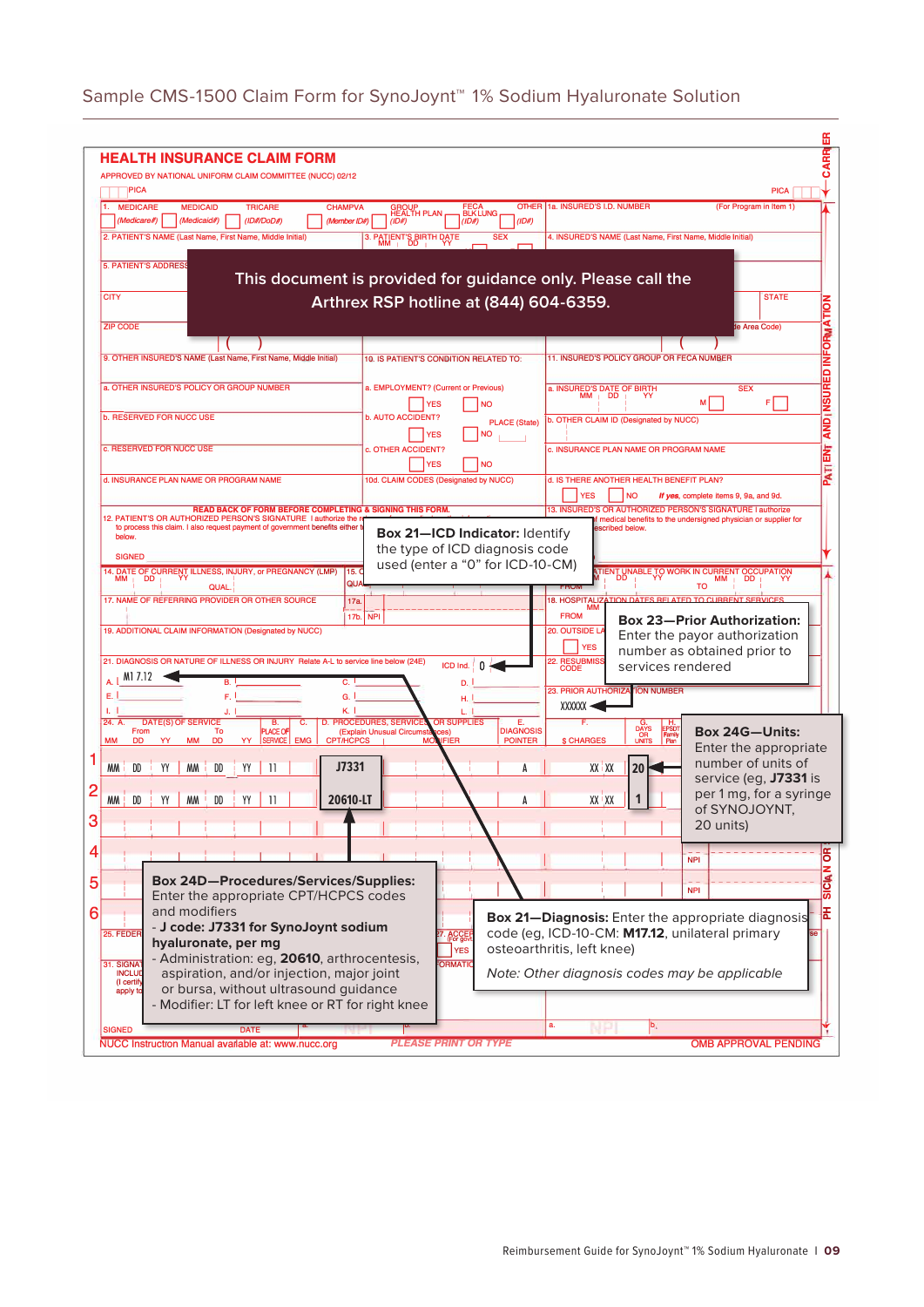# Sample CMS-1500 Claim Form for SynoJoynt™ 1% Sodium Hyaluronate Solution

**HEALTH INSURANCE CLAIM FORM**

APPROVED BY NATIONAL UNIFORM CLAIM COMMITTEE (NUCC) 02/12

This document is provided for guidance only. Please call the Arthrex RSP hotline at (844) 604-6359.

**Box 21—ICD Indicator:** Identify the type of ICD diagnosis code used (enter a "0" for ICD-10-CM)

**Box 23—Prior Authorization:** Enter the payor authorization number as obtained prior to services rendered

**Box 24G—Units:** Enter the appropriate number of units of service (eg, **J7331** is per 1 mg, for a syringe of SYNOJOYNT, 20 units)

**Box 24D—Procedures/Services/Supplies:** Enter the appropriate CPT/HCPCS codes and modifiers

- **J code: J7331 for SynoJoynt sodium hyaluronate, per mg**
- Administration: eg, **20610**, arthrocentesis, aspiration, and/or injection, major joint or bursa, without ultrasound guidance
- Modifier: LT for left knee or RT for right knee

**Box 21—Diagnosis:** Enter the appropriate diagnosis code (eg, ICD-10-CM: **M17.12**, unilateral primary osteoarthritis, left knee)

*Note: Other diagnosis codes may be applicable*

Sample form entries:

- 21. ICD Ind.: 0
- 21. A. M17.12
- 23. Prior Authorization Number: XXXXXX

| Line | 24A. Date(s) of Service From | To | B. Place of Service | D. CPT/HCPCS | Modifier | E. Diagnosis Pointer | F. $ Charges | G. Days or Units |
|---|---|---|---|---|---|---|---|---|
| 1 | MM DD YY | MM DD YY | 11 | J7331 | | A | XX XX | 20 |
| 2 | MM DD YY | MM DD YY | 11 | 20610-LT | | A | XX XX | 1 |

NUCC Instruction Manual available at: www.nucc.org — PLEASE PRINT OR TYPE — OMB APPROVAL PENDING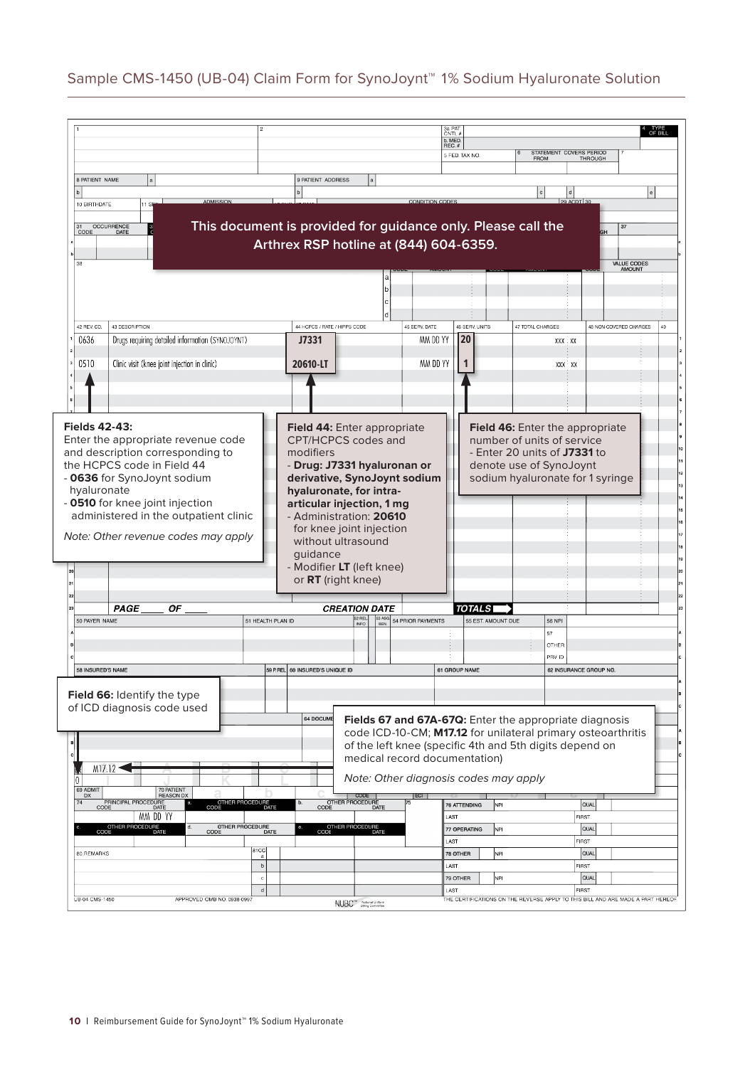# Sample CMS-1450 (UB-04) Claim Form for SynoJoynt™ 1% Sodium Hyaluronate Solution

**This document is provided for guidance only. Please call the Arthrex RSP hotline at (844) 604-6359.**

| 42 REV. CD. | 43 DESCRIPTION | 44 HCPCS / RATE / HIPPS CODE | 45 SERV. DATE | 46 SERV. UNITS | 47 TOTAL CHARGES | 48 NON-COVERED CHARGES |
|---|---|---|---|---|---|---|
| 0636 | Drugs requiring detailed information (SYNOJOYNT) | J7331 | MM DD YY | 20 | XXX : XX | |
| 0510 | Clinic visit (knee joint injection in clinic) | 20610-LT | MM DD YY | 1 | XXX : XX | |

**Fields 42-43:** Enter the appropriate revenue code and description corresponding to the HCPCS code in Field 44

- **0636** for SynoJoynt sodium hyaluronate
- **0510** for knee joint injection administered in the outpatient clinic

*Note: Other revenue codes may apply*

**Field 44:** Enter appropriate CPT/HCPCS codes and modifiers

- **Drug: J7331 hyaluronan or derivative, SynoJoynt sodium hyaluronate, for intra-articular injection, 1 mg**
- Administration: **20610** for knee joint injection without ultrasound guidance
- Modifier **LT** (left knee) or **RT** (right knee)

**Field 46:** Enter the appropriate number of units of service

- Enter 20 units of **J7331** to denote use of SynoJoynt sodium hyaluronate for 1 syringe

**Field 66:** Identify the type of ICD diagnosis code used

**Fields 67 and 67A-67Q:** Enter the appropriate diagnosis code ICD-10-CM; **M17.12** for unilateral primary osteoarthritis of the left knee (specific 4th and 5th digits depend on medical record documentation)

*Note: Other diagnosis codes may apply*

67: M17.12

66: 0

74 Principal Procedure Date: MM DD YY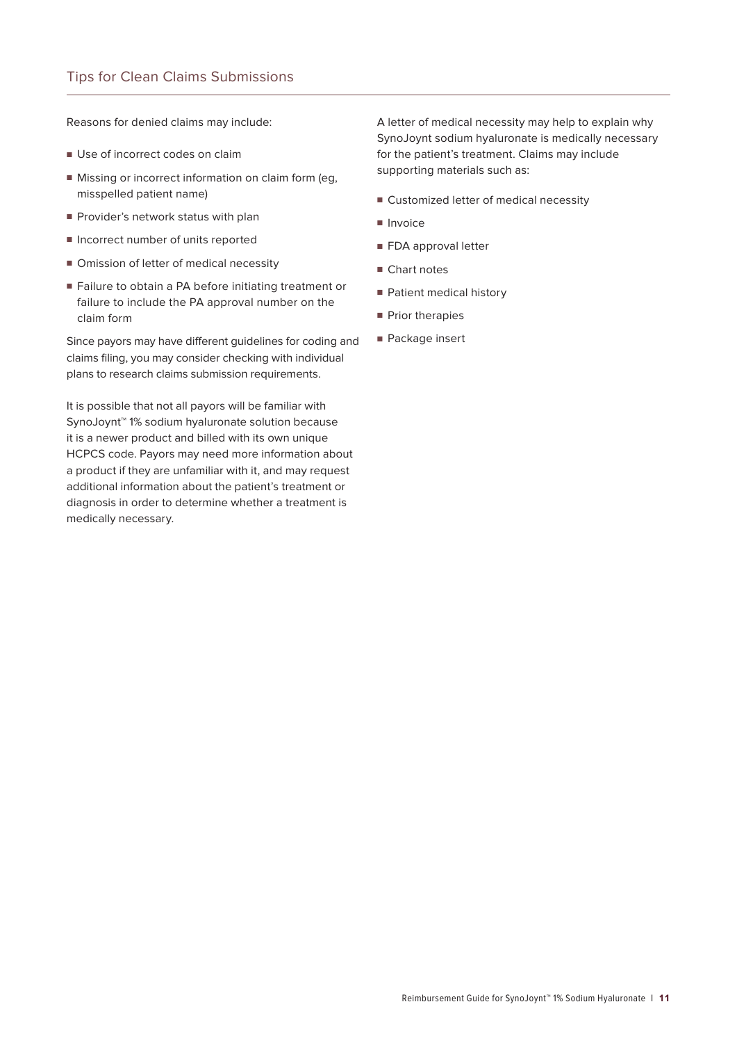## Tips for Clean Claims Submissions

Reasons for denied claims may include:

- Use of incorrect codes on claim
- Missing or incorrect information on claim form (eg, misspelled patient name)
- Provider's network status with plan
- Incorrect number of units reported
- Omission of letter of medical necessity
- Failure to obtain a PA before initiating treatment or failure to include the PA approval number on the claim form

Since payors may have different guidelines for coding and claims filing, you may consider checking with individual plans to research claims submission requirements.

It is possible that not all payors will be familiar with SynoJoynt™ 1% sodium hyaluronate solution because it is a newer product and billed with its own unique HCPCS code. Payors may need more information about a product if they are unfamiliar with it, and may request additional information about the patient's treatment or diagnosis in order to determine whether a treatment is medically necessary.

A letter of medical necessity may help to explain why SynoJoynt sodium hyaluronate is medically necessary for the patient's treatment. Claims may include supporting materials such as:

- Customized letter of medical necessity
- Invoice
- FDA approval letter
- Chart notes
- Patient medical history
- Prior therapies
- Package insert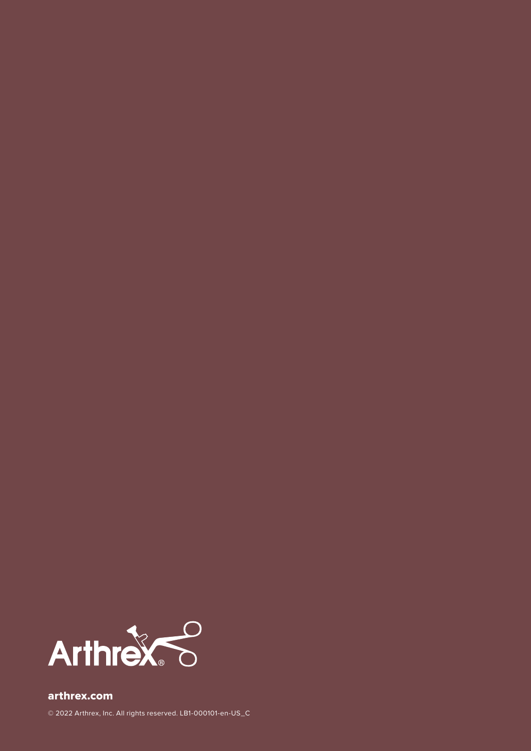**arthrex.com**

© 2022 Arthrex, Inc. All rights reserved. LB1-000101-en-US_C